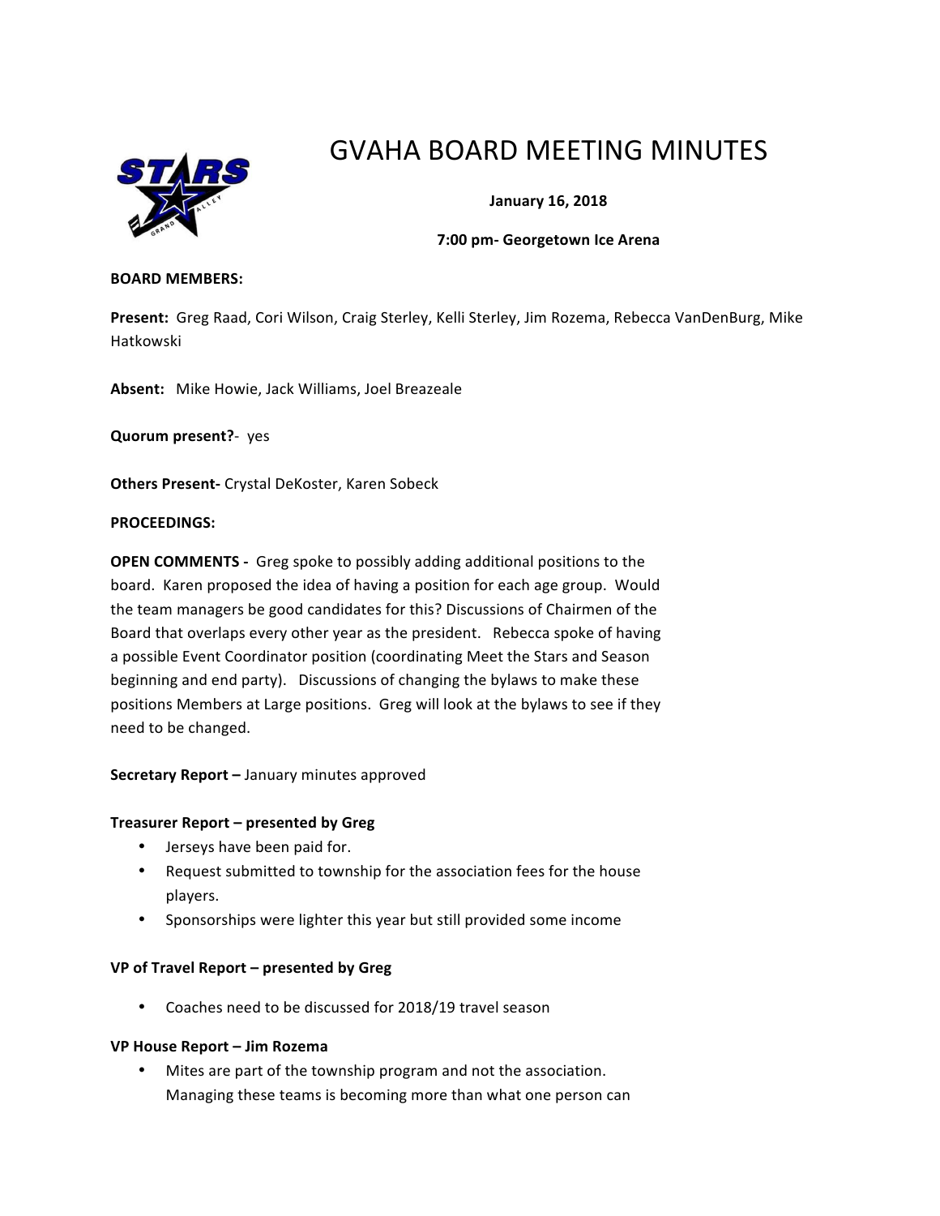# GVAHA BOARD MEETING MINUTES

**January 16, 2018**

**7:00 pm- Georgetown Ice Arena**

**BOARD MEMBERS:**

**Present:** Greg Raad, Cori Wilson, Craig Sterley, Kelli Sterley, Jim Rozema, Rebecca VanDenBurg, Mike Hatkowski

**Absent:** Mike Howie, Jack Williams, Joel Breazeale

**Quorum present?**- yes

**Others Present-** Crystal DeKoster, Karen Sobeck

**PROCEEDINGS:**

**OPEN COMMENTS -** Greg spoke to possibly adding additional positions to the board. Karen proposed the idea of having a position for each age group. Would the team managers be good candidates for this? Discussions of Chairmen of the Board that overlaps every other year as the president. Rebecca spoke of having a possible Event Coordinator position (coordinating Meet the Stars and Season beginning and end party). Discussions of changing the bylaws to make these positions Members at Large positions. Greg will look at the bylaws to see if they need to be changed.

**Secretary Report –** January minutes approved

**Treasurer Report – presented by Greg**

- Jerseys have been paid for.
- Request submitted to township for the association fees for the house players.
- Sponsorships were lighter this year but still provided some income

**VP of Travel Report – presented by Greg**

- Coaches need to be discussed for 2018/19 travel season

**VP House Report – Jim Rozema**

- Mites are part of the township program and not the association. Managing these teams is becoming more than what one person can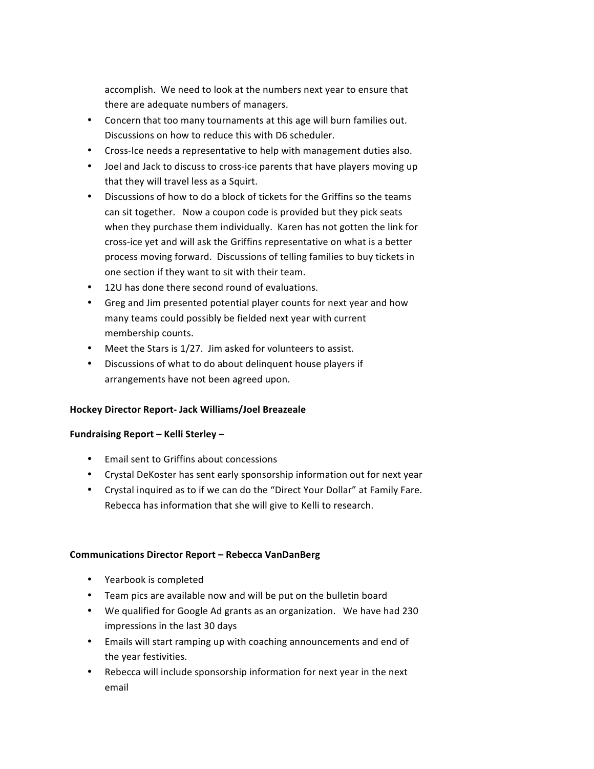accomplish. We need to look at the numbers next year to ensure that there are adequate numbers of managers.

- Concern that too many tournaments at this age will burn families out. Discussions on how to reduce this with D6 scheduler.
- Cross-Ice needs a representative to help with management duties also.
- Joel and Jack to discuss to cross-ice parents that have players moving up that they will travel less as a Squirt.
- Discussions of how to do a block of tickets for the Griffins so the teams can sit together. Now a coupon code is provided but they pick seats when they purchase them individually. Karen has not gotten the link for cross-ice yet and will ask the Griffins representative on what is a better process moving forward. Discussions of telling families to buy tickets in one section if they want to sit with their team.
- 12U has done there second round of evaluations.
- Greg and Jim presented potential player counts for next year and how many teams could possibly be fielded next year with current membership counts.
- Meet the Stars is 1/27. Jim asked for volunteers to assist.
- Discussions of what to do about delinquent house players if arrangements have not been agreed upon.

**Hockey Director Report- Jack Williams/Joel Breazeale**

**Fundraising Report – Kelli Sterley –**

- Email sent to Griffins about concessions
- Crystal DeKoster has sent early sponsorship information out for next year
- Crystal inquired as to if we can do the "Direct Your Dollar" at Family Fare. Rebecca has information that she will give to Kelli to research.

**Communications Director Report – Rebecca VanDanBerg**

- Yearbook is completed
- Team pics are available now and will be put on the bulletin board
- We qualified for Google Ad grants as an organization. We have had 230 impressions in the last 30 days
- Emails will start ramping up with coaching announcements and end of the year festivities.
- Rebecca will include sponsorship information for next year in the next email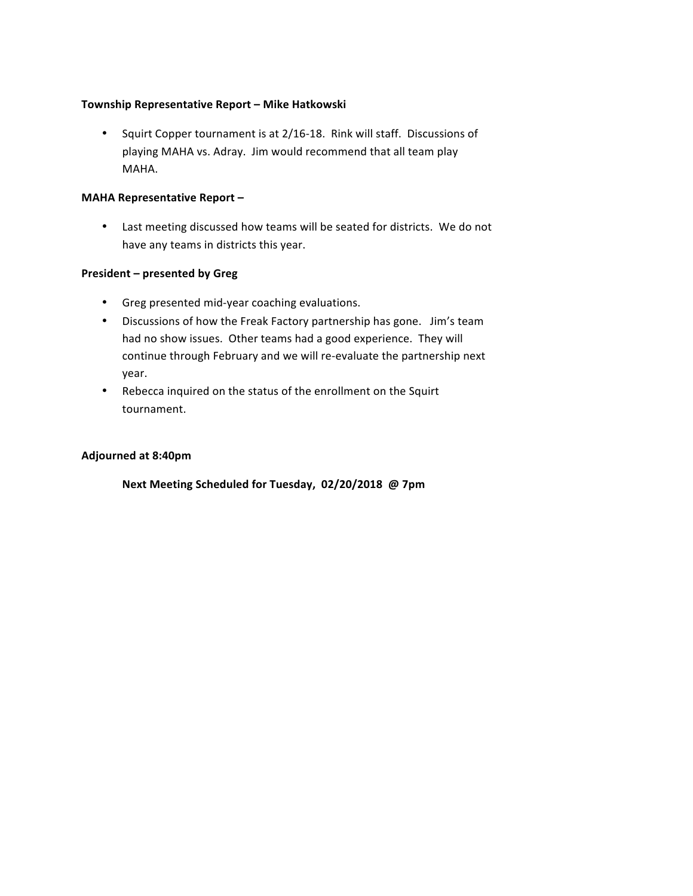**Township Representative Report – Mike Hatkowski**

- Squirt Copper tournament is at 2/16-18. Rink will staff. Discussions of playing MAHA vs. Adray. Jim would recommend that all team play MAHA.

**MAHA Representative Report –**

- Last meeting discussed how teams will be seated for districts. We do not have any teams in districts this year.

**President – presented by Greg**

- Greg presented mid-year coaching evaluations.
- Discussions of how the Freak Factory partnership has gone. Jim's team had no show issues. Other teams had a good experience. They will continue through February and we will re-evaluate the partnership next year.
- Rebecca inquired on the status of the enrollment on the Squirt tournament.

**Adjourned at 8:40pm**

**Next Meeting Scheduled for Tuesday, 02/20/2018 @ 7pm**